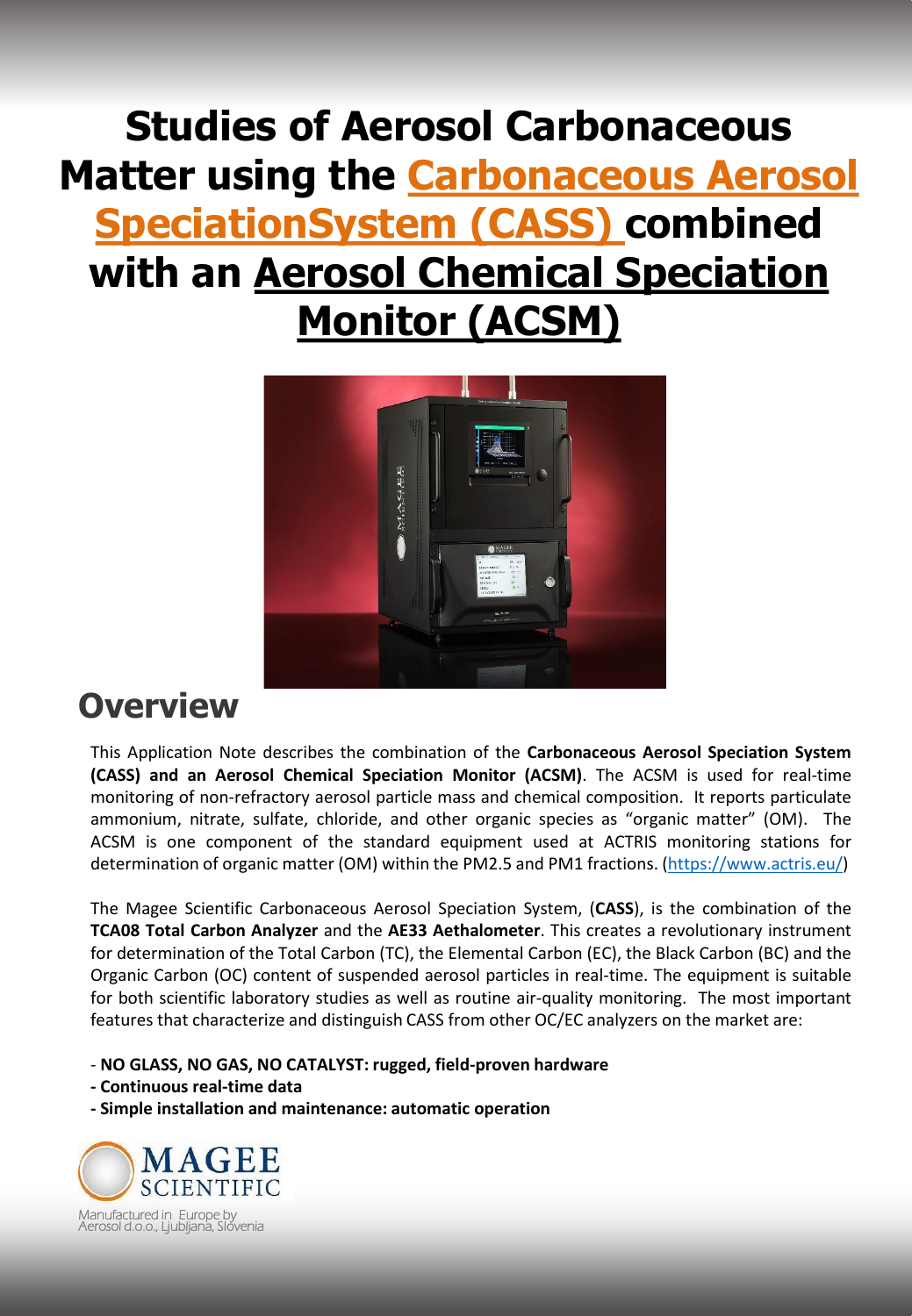# Studies of Aerosol Carbonaceous Matter using the Carbonaceous Aerosol SpeciationSystem (CASS) combined with an Aerosol Chemical Speciation Monitor (ACSM)

## Overview

This Application Note describes the combination of the **Carbonaceous Aerosol Speciation System (CASS) and an Aerosol Chemical Speciation Monitor (ACSM)**. The ACSM is used for real-time monitoring of non-refractory aerosol particle mass and chemical composition. It reports particulate ammonium, nitrate, sulfate, chloride, and other organic species as "organic matter" (OM). The ACSM is one component of the standard equipment used at ACTRIS monitoring stations for determination of organic matter (OM) within the PM2.5 and PM1 fractions. (https://www.actris.eu/)

The Magee Scientific Carbonaceous Aerosol Speciation System, (**CASS**), is the combination of the **TCA08 Total Carbon Analyzer** and the **AE33 Aethalometer**. This creates a revolutionary instrument for determination of the Total Carbon (TC), the Elemental Carbon (EC), the Black Carbon (BC) and the Organic Carbon (OC) content of suspended aerosol particles in real-time. The equipment is suitable for both scientific laboratory studies as well as routine air-quality monitoring. The most important features that characterize and distinguish CASS from other OC/EC analyzers on the market are:

- **NO GLASS, NO GAS, NO CATALYST: rugged, field-proven hardware**
- **Continuous real-time data**
- **Simple installation and maintenance: automatic operation**

MAGEE SCIENTIFIC

Manufactured in Europe by Aerosol d.o.o., Ljubljana, Slovenia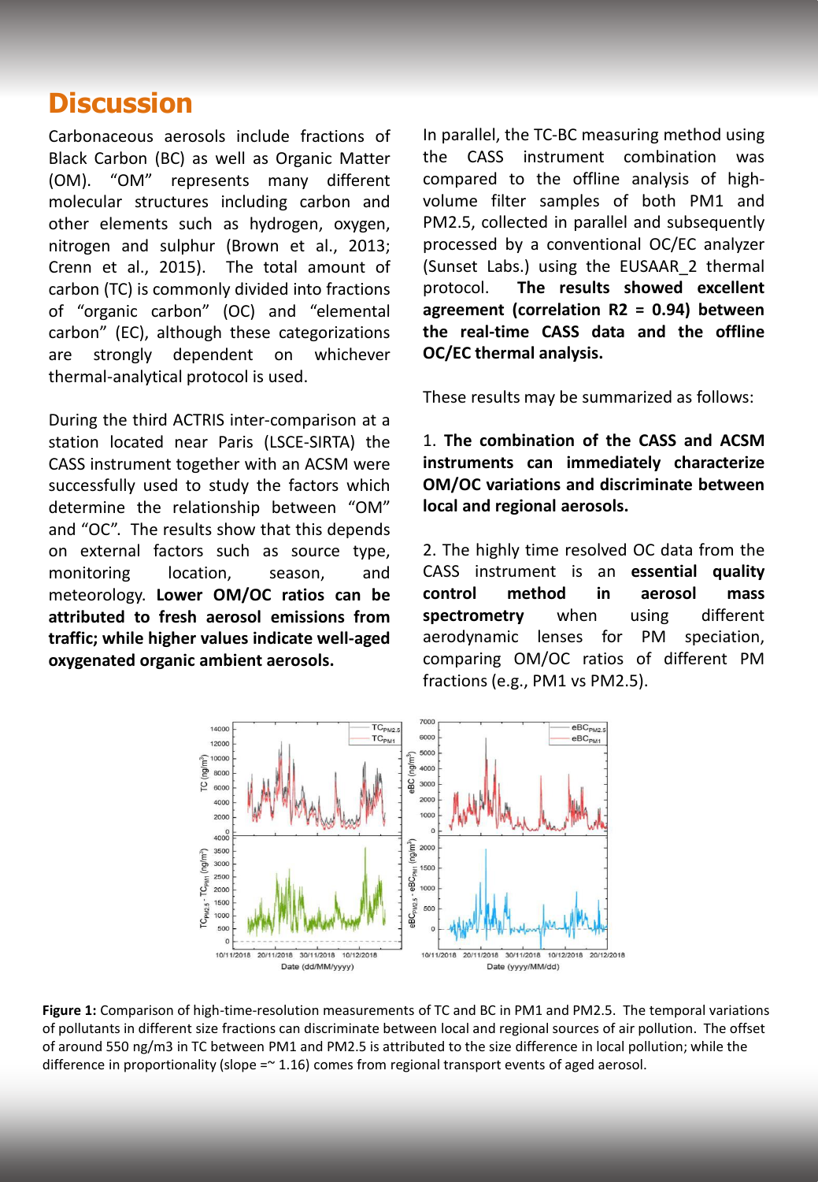# Discussion

Carbonaceous aerosols include fractions of Black Carbon (BC) as well as Organic Matter (OM). "OM" represents many different molecular structures including carbon and other elements such as hydrogen, oxygen, nitrogen and sulphur (Brown et al., 2013; Crenn et al., 2015). The total amount of carbon (TC) is commonly divided into fractions of "organic carbon" (OC) and "elemental carbon" (EC), although these categorizations are strongly dependent on whichever thermal-analytical protocol is used.

During the third ACTRIS inter-comparison at a station located near Paris (LSCE-SIRTA) the CASS instrument together with an ACSM were successfully used to study the factors which determine the relationship between "OM" and "OC". The results show that this depends on external factors such as source type, monitoring location, season, and meteorology. **Lower OM/OC ratios can be attributed to fresh aerosol emissions from traffic; while higher values indicate well-aged oxygenated organic ambient aerosols.**

In parallel, the TC-BC measuring method using the CASS instrument combination was compared to the offline analysis of high-volume filter samples of both PM1 and PM2.5, collected in parallel and subsequently processed by a conventional OC/EC analyzer (Sunset Labs.) using the EUSAAR_2 thermal protocol. **The results showed excellent agreement (correlation R2 = 0.94) between the real-time CASS data and the offline OC/EC thermal analysis.**

These results may be summarized as follows:

1. **The combination of the CASS and ACSM instruments can immediately characterize OM/OC variations and discriminate between local and regional aerosols.**

2. The highly time resolved OC data from the CASS instrument is an **essential quality control method in aerosol mass spectrometry** when using different aerodynamic lenses for PM speciation, comparing OM/OC ratios of different PM fractions (e.g., PM1 vs PM2.5).

**Figure 1:** Comparison of high-time-resolution measurements of TC and BC in PM1 and PM2.5. The temporal variations of pollutants in different size fractions can discriminate between local and regional sources of air pollution. The offset of around 550 ng/m3 in TC between PM1 and PM2.5 is attributed to the size difference in local pollution; while the difference in proportionality (slope =~ 1.16) comes from regional transport events of aged aerosol.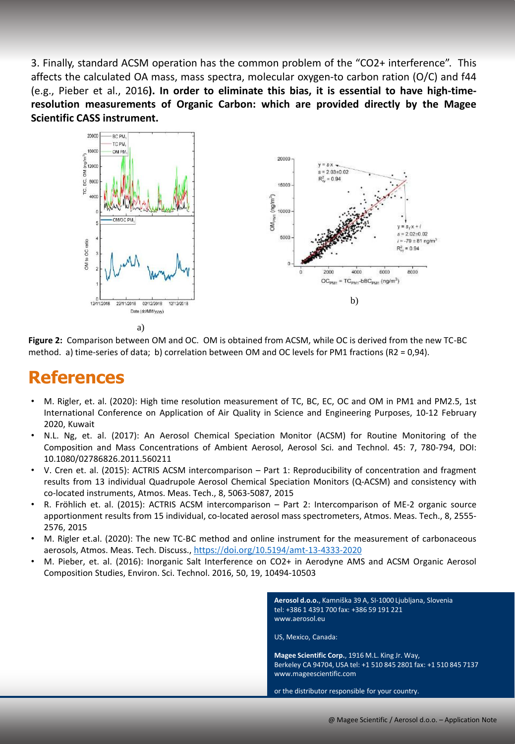3. Finally, standard ACSM operation has the common problem of the "CO2+ interference". This affects the calculated OA mass, mass spectra, molecular oxygen-to carbon ration (O/C) and f44 (e.g., Pieber et al., 2016**). In order to eliminate this bias, it is essential to have high-time-resolution measurements of Organic Carbon: which are provided directly by the Magee Scientific CASS instrument.**

20000
BC PM1
TC PM1
OM PM1
16000
12000
8000
4000
0
TC, BC, OM (ng/m3)
OM/OC PM1
5
4
3
2
1
0
OM to OC ratio
12/11/2018
22/11/2018
02/12/2018
12/12/2018
Date (dd/MM/yyyy)

a)

20000
15000
10000
5000
0
OMPM1 (ng/m3)
y = s x
s = 2.03±0.02
R2xy = 0.94
y = s1 x + i
s = 2.02±0.02
i = -79 ± 81 ng/m3
R2xy = 0.94
0
2000
4000
6000
8000
OCPM1 = TCPM1-bBCPM1 (ng/m3)

b)

**Figure 2:** Comparison between OM and OC. OM is obtained from ACSM, while OC is derived from the new TC-BC method. a) time-series of data; b) correlation between OM and OC levels for PM1 fractions (R2 = 0,94).

# References

- M. Rigler, et. al. (2020): High time resolution measurement of TC, BC, EC, OC and OM in PM1 and PM2.5, 1st International Conference on Application of Air Quality in Science and Engineering Purposes, 10-12 February 2020, Kuwait
- N.L. Ng, et. al. (2017): An Aerosol Chemical Speciation Monitor (ACSM) for Routine Monitoring of the Composition and Mass Concentrations of Ambient Aerosol, Aerosol Sci. and Technol. 45: 7, 780-794, DOI: 10.1080/02786826.2011.560211
- V. Cren et. al. (2015): ACTRIS ACSM intercomparison – Part 1: Reproducibility of concentration and fragment results from 13 individual Quadrupole Aerosol Chemical Speciation Monitors (Q-ACSM) and consistency with co-located instruments, Atmos. Meas. Tech., 8, 5063-5087, 2015
- R. Fröhlich et. al. (2015): ACTRIS ACSM intercomparison – Part 2: Intercomparison of ME-2 organic source apportionment results from 15 individual, co-located aerosol mass spectrometers, Atmos. Meas. Tech., 8, 2555-2576, 2015
- M. Rigler et.al. (2020): The new TC-BC method and online instrument for the measurement of carbonaceous aerosols, Atmos. Meas. Tech. Discuss., https://doi.org/10.5194/amt-13-4333-2020
- M. Pieber, et. al. (2016): Inorganic Salt Interference on CO2+ in Aerodyne AMS and ACSM Organic Aerosol Composition Studies, Environ. Sci. Technol. 2016, 50, 19, 10494-10503

**Aerosol d.o.o.**, Kamniška 39 A, SI-1000 Ljubljana, Slovenia
tel: +386 1 4391 700 fax: +386 59 191 221
www.aerosol.eu

US, Mexico, Canada:

**Magee Scientific Corp.**, 1916 M.L. King Jr. Way,
Berkeley CA 94704, USA tel: +1 510 845 2801 fax: +1 510 845 7137
www.mageescientific.com

or the distributor responsible for your country.